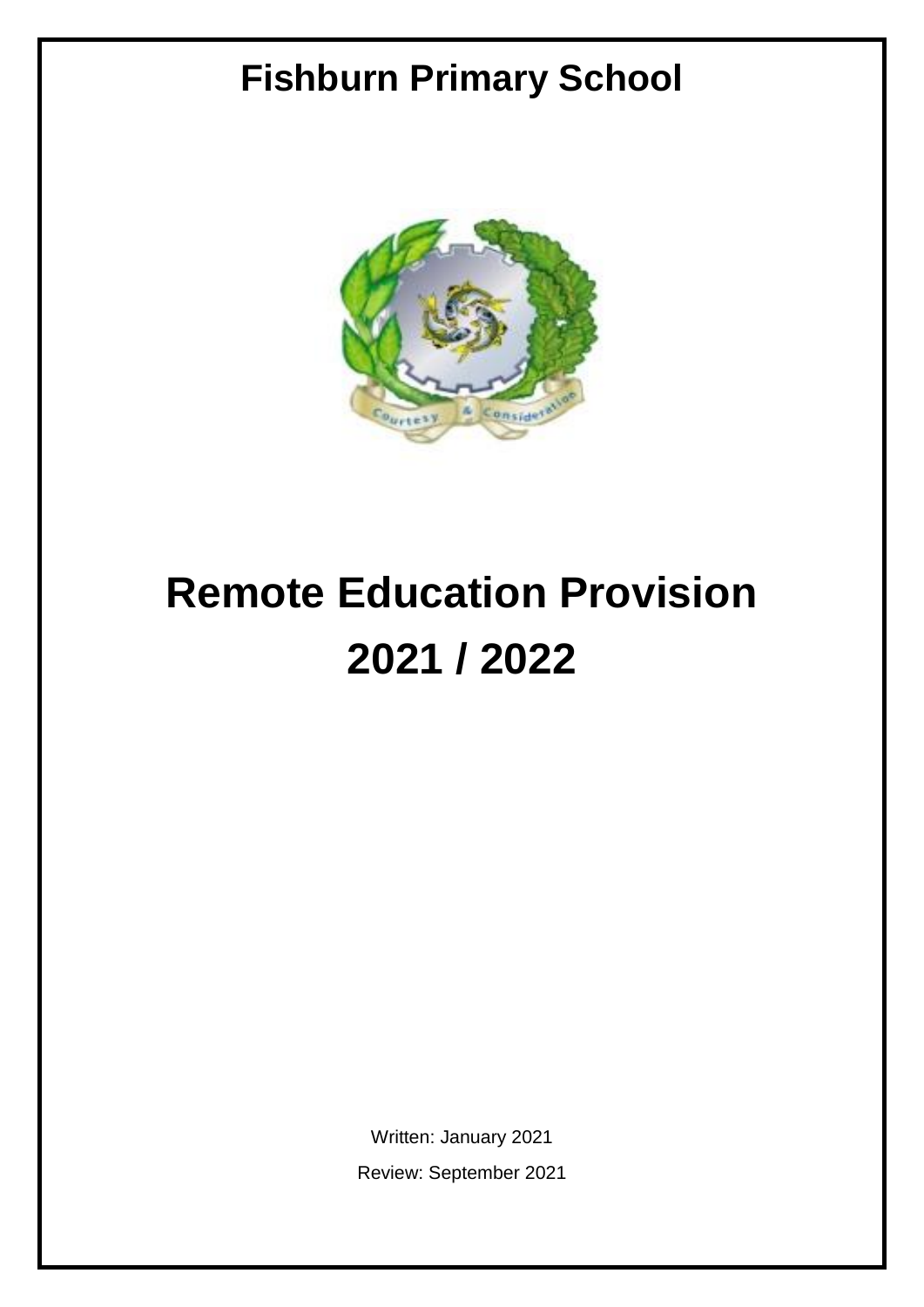# Fishburn Primary School

# Remote Education Provision 2021 / 2022

Written: January 2021

Review: September 2021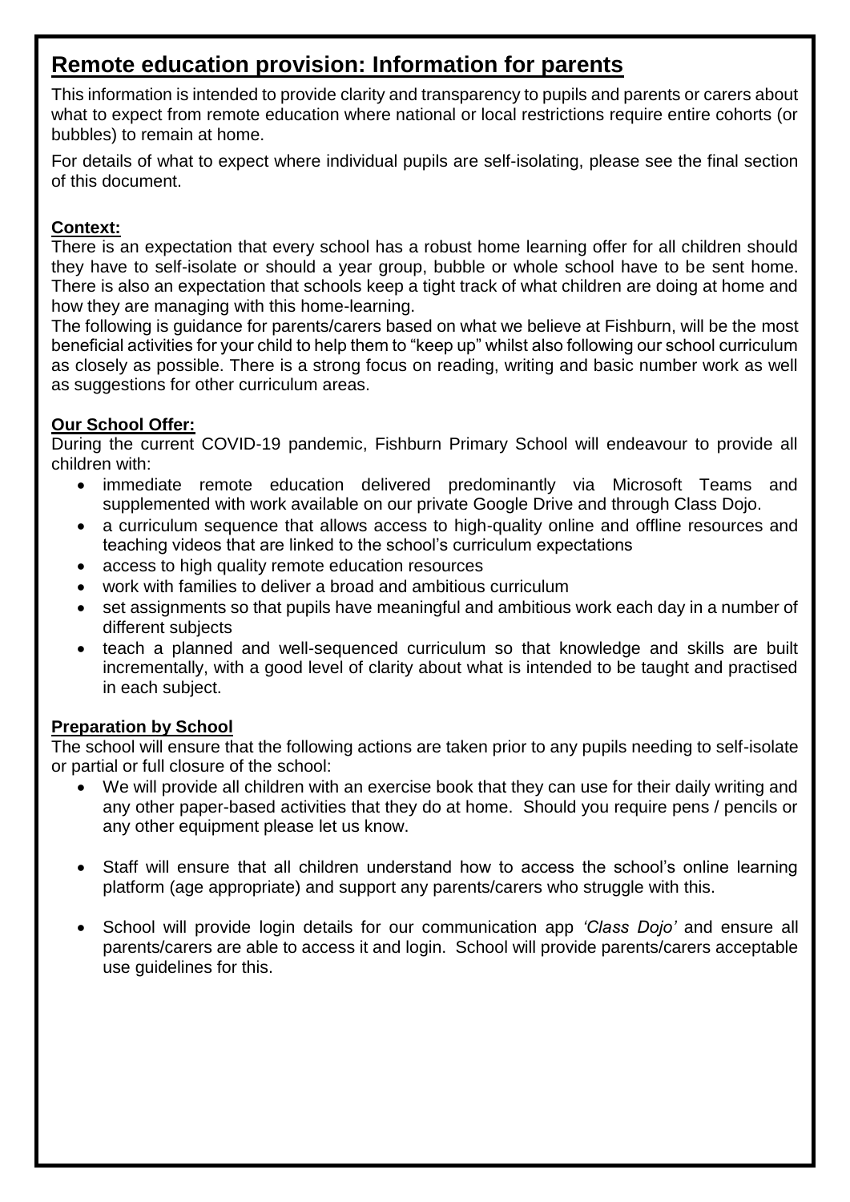# Remote education provision: Information for parents

This information is intended to provide clarity and transparency to pupils and parents or carers about what to expect from remote education where national or local restrictions require entire cohorts (or bubbles) to remain at home.

For details of what to expect where individual pupils are self-isolating, please see the final section of this document.

**Context:**

There is an expectation that every school has a robust home learning offer for all children should they have to self-isolate or should a year group, bubble or whole school have to be sent home. There is also an expectation that schools keep a tight track of what children are doing at home and how they are managing with this home-learning.

The following is guidance for parents/carers based on what we believe at Fishburn, will be the most beneficial activities for your child to help them to "keep up" whilst also following our school curriculum as closely as possible. There is a strong focus on reading, writing and basic number work as well as suggestions for other curriculum areas.

**Our School Offer:**

During the current COVID-19 pandemic, Fishburn Primary School will endeavour to provide all children with:

- immediate remote education delivered predominantly via Microsoft Teams and supplemented with work available on our private Google Drive and through Class Dojo.
- a curriculum sequence that allows access to high-quality online and offline resources and teaching videos that are linked to the school's curriculum expectations
- access to high quality remote education resources
- work with families to deliver a broad and ambitious curriculum
- set assignments so that pupils have meaningful and ambitious work each day in a number of different subjects
- teach a planned and well-sequenced curriculum so that knowledge and skills are built incrementally, with a good level of clarity about what is intended to be taught and practised in each subject.

**Preparation by School**

The school will ensure that the following actions are taken prior to any pupils needing to self-isolate or partial or full closure of the school:

- We will provide all children with an exercise book that they can use for their daily writing and any other paper-based activities that they do at home. Should you require pens / pencils or any other equipment please let us know.
- Staff will ensure that all children understand how to access the school's online learning platform (age appropriate) and support any parents/carers who struggle with this.
- School will provide login details for our communication app *'Class Dojo'* and ensure all parents/carers are able to access it and login. School will provide parents/carers acceptable use guidelines for this.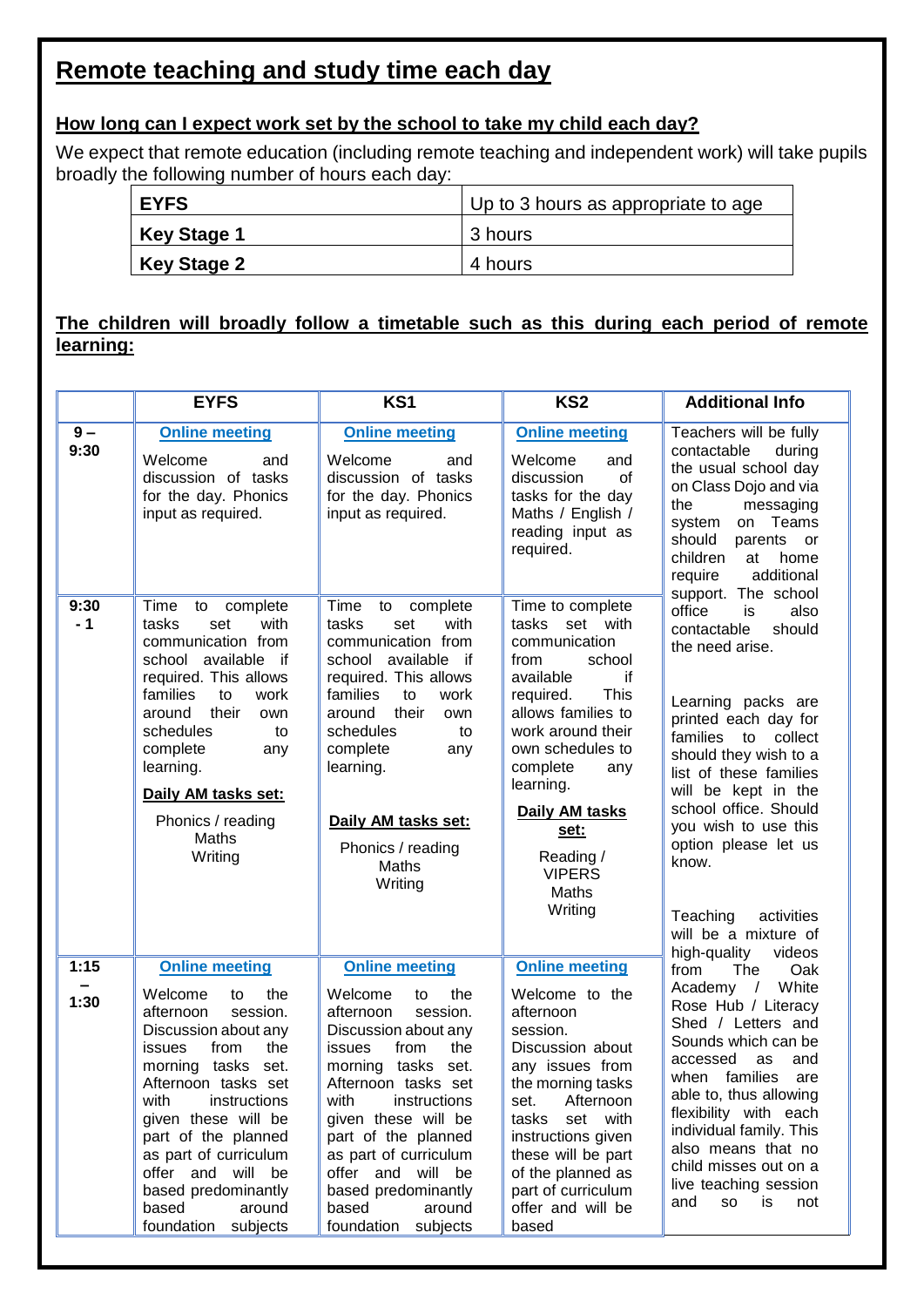# Remote teaching and study time each day

## How long can I expect work set by the school to take my child each day?

We expect that remote education (including remote teaching and independent work) will take pupils broadly the following number of hours each day:

| **EYFS** | Up to 3 hours as appropriate to age |
|---|---|
| **Key Stage 1** | 3 hours |
| **Key Stage 2** | 4 hours |

## The children will broadly follow a timetable such as this during each period of remote learning:

| | EYFS | KS1 | KS2 | Additional Info |
|---|---|---|---|---|
| **9 – 9:30** | **Online meeting**<br>Welcome and discussion of tasks for the day. Phonics input as required. | **Online meeting**<br>Welcome and discussion of tasks for the day. Phonics input as required. | **Online meeting**<br>Welcome and discussion of tasks for the day Maths / English / reading input as required. | Teachers will be fully contactable during the usual school day on Class Dojo and via the messaging system on Teams should parents or children at home require additional support. The school office is also contactable should the need arise.<br><br>Learning packs are printed each day for families to collect should they wish to a list of these families will be kept in the school office. Should you wish to use this option please let us know.<br><br>Teaching activities will be a mixture of high-quality videos from The Oak Academy / White Rose Hub / Literacy Shed / Letters and Sounds which can be accessed as and when families are able to, thus allowing flexibility with each individual family. This also means that no child misses out on a live teaching session and so is not |
| **9:30 - 1** | Time to complete tasks set with communication from school available if required. This allows families to work around their own schedules to complete any learning.<br>**Daily AM tasks set:**<br>Phonics / reading<br>Maths<br>Writing | Time to complete tasks set with communication from school available if required. This allows families to work around their own schedules to complete any learning.<br>**Daily AM tasks set:**<br>Phonics / reading<br>Maths<br>Writing | Time to complete tasks set with communication from school available if required. This allows families to work around their own schedules to complete any learning.<br>**Daily AM tasks set:**<br>Reading / VIPERS<br>Maths<br>Writing | |
| **1:15 – 1:30** | **Online meeting**<br>Welcome to the afternoon session. Discussion about any issues from the morning tasks set. Afternoon tasks set with instructions given these will be part of the planned as part of curriculum offer and will be based predominantly based around foundation subjects | **Online meeting**<br>Welcome to the afternoon session. Discussion about any issues from the morning tasks set. Afternoon tasks set with instructions given these will be part of the planned as part of curriculum offer and will be based predominantly based around foundation subjects | **Online meeting**<br>Welcome to the afternoon session. Discussion about any issues from the morning tasks set. Afternoon tasks set with instructions given these will be part of the planned as part of curriculum offer and will be based | |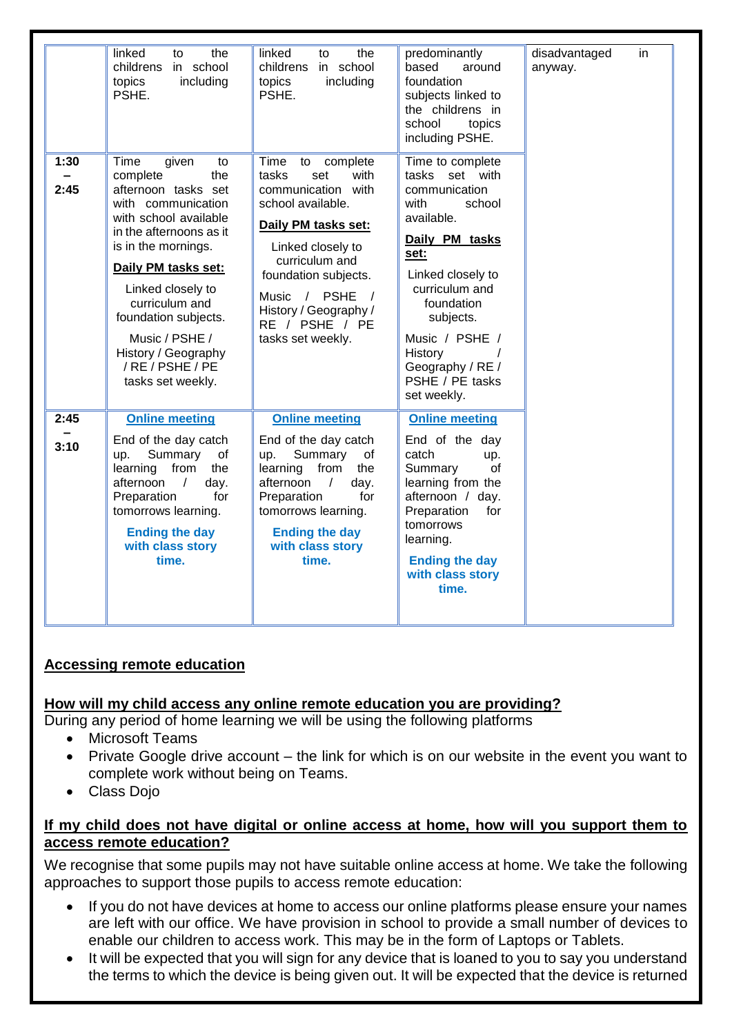| | | | | |
|---|---|---|---|---|
| | linked to the childrens in school topics including PSHE. | linked to the childrens in school topics including PSHE. | predominantly based around foundation subjects linked to the childrens in school topics including PSHE. | disadvantaged in anyway. |
| 1:30 – 2:45 | Time given to complete the afternoon tasks set with communication with school available in the afternoons as it is in the mornings. **Daily PM tasks set:** Linked closely to curriculum and foundation subjects. Music / PSHE / History / Geography / RE / PSHE / PE tasks set weekly. | Time to complete tasks set with communication with school available. **Daily PM tasks set:** Linked closely to curriculum and foundation subjects. Music / PSHE / History / Geography / RE / PSHE / PE tasks set weekly. | Time to complete tasks set with communication with school available. **Daily PM tasks set:** Linked closely to curriculum and foundation subjects. Music / PSHE / History / Geography / RE / PSHE / PE tasks set weekly. | |
| 2:45 – 3:10 | **Online meeting** End of the day catch up. Summary of learning from the afternoon / day. Preparation for tomorrows learning. **Ending the day with class story time.** | **Online meeting** End of the day catch up. Summary of learning from the afternoon / day. Preparation for tomorrows learning. **Ending the day with class story time.** | **Online meeting** End of the day catch up. Summary of learning from the afternoon / day. Preparation for tomorrows learning. **Ending the day with class story time.** | |

## Accessing remote education

### How will my child access any online remote education you are providing?

During any period of home learning we will be using the following platforms

- Microsoft Teams
- Private Google drive account – the link for which is on our website in the event you want to complete work without being on Teams.
- Class Dojo

### If my child does not have digital or online access at home, how will you support them to access remote education?

We recognise that some pupils may not have suitable online access at home. We take the following approaches to support those pupils to access remote education:

- If you do not have devices at home to access our online platforms please ensure your names are left with our office. We have provision in school to provide a small number of devices to enable our children to access work. This may be in the form of Laptops or Tablets.
- It will be expected that you will sign for any device that is loaned to you to say you understand the terms to which the device is being given out. It will be expected that the device is returned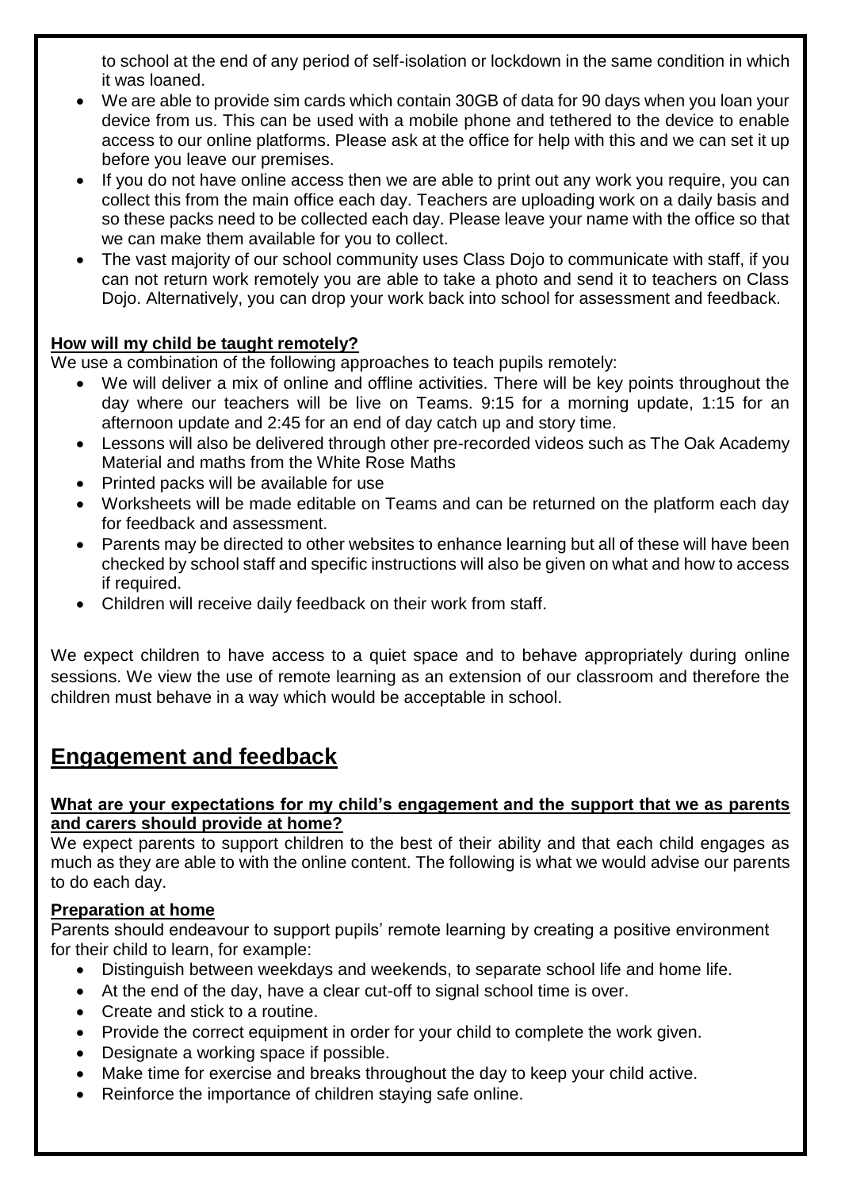to school at the end of any period of self-isolation or lockdown in the same condition in which it was loaned.

- We are able to provide sim cards which contain 30GB of data for 90 days when you loan your device from us. This can be used with a mobile phone and tethered to the device to enable access to our online platforms. Please ask at the office for help with this and we can set it up before you leave our premises.
- If you do not have online access then we are able to print out any work you require, you can collect this from the main office each day. Teachers are uploading work on a daily basis and so these packs need to be collected each day. Please leave your name with the office so that we can make them available for you to collect.
- The vast majority of our school community uses Class Dojo to communicate with staff, if you can not return work remotely you are able to take a photo and send it to teachers on Class Dojo. Alternatively, you can drop your work back into school for assessment and feedback.

**How will my child be taught remotely?**

We use a combination of the following approaches to teach pupils remotely:

- We will deliver a mix of online and offline activities. There will be key points throughout the day where our teachers will be live on Teams. 9:15 for a morning update, 1:15 for an afternoon update and 2:45 for an end of day catch up and story time.
- Lessons will also be delivered through other pre-recorded videos such as The Oak Academy Material and maths from the White Rose Maths
- Printed packs will be available for use
- Worksheets will be made editable on Teams and can be returned on the platform each day for feedback and assessment.
- Parents may be directed to other websites to enhance learning but all of these will have been checked by school staff and specific instructions will also be given on what and how to access if required.
- Children will receive daily feedback on their work from staff.

We expect children to have access to a quiet space and to behave appropriately during online sessions. We view the use of remote learning as an extension of our classroom and therefore the children must behave in a way which would be acceptable in school.

## Engagement and feedback

**What are your expectations for my child's engagement and the support that we as parents and carers should provide at home?**

We expect parents to support children to the best of their ability and that each child engages as much as they are able to with the online content. The following is what we would advise our parents to do each day.

**Preparation at home**

Parents should endeavour to support pupils' remote learning by creating a positive environment for their child to learn, for example:

- Distinguish between weekdays and weekends, to separate school life and home life.
- At the end of the day, have a clear cut-off to signal school time is over.
- Create and stick to a routine.
- Provide the correct equipment in order for your child to complete the work given.
- Designate a working space if possible.
- Make time for exercise and breaks throughout the day to keep your child active.
- Reinforce the importance of children staying safe online.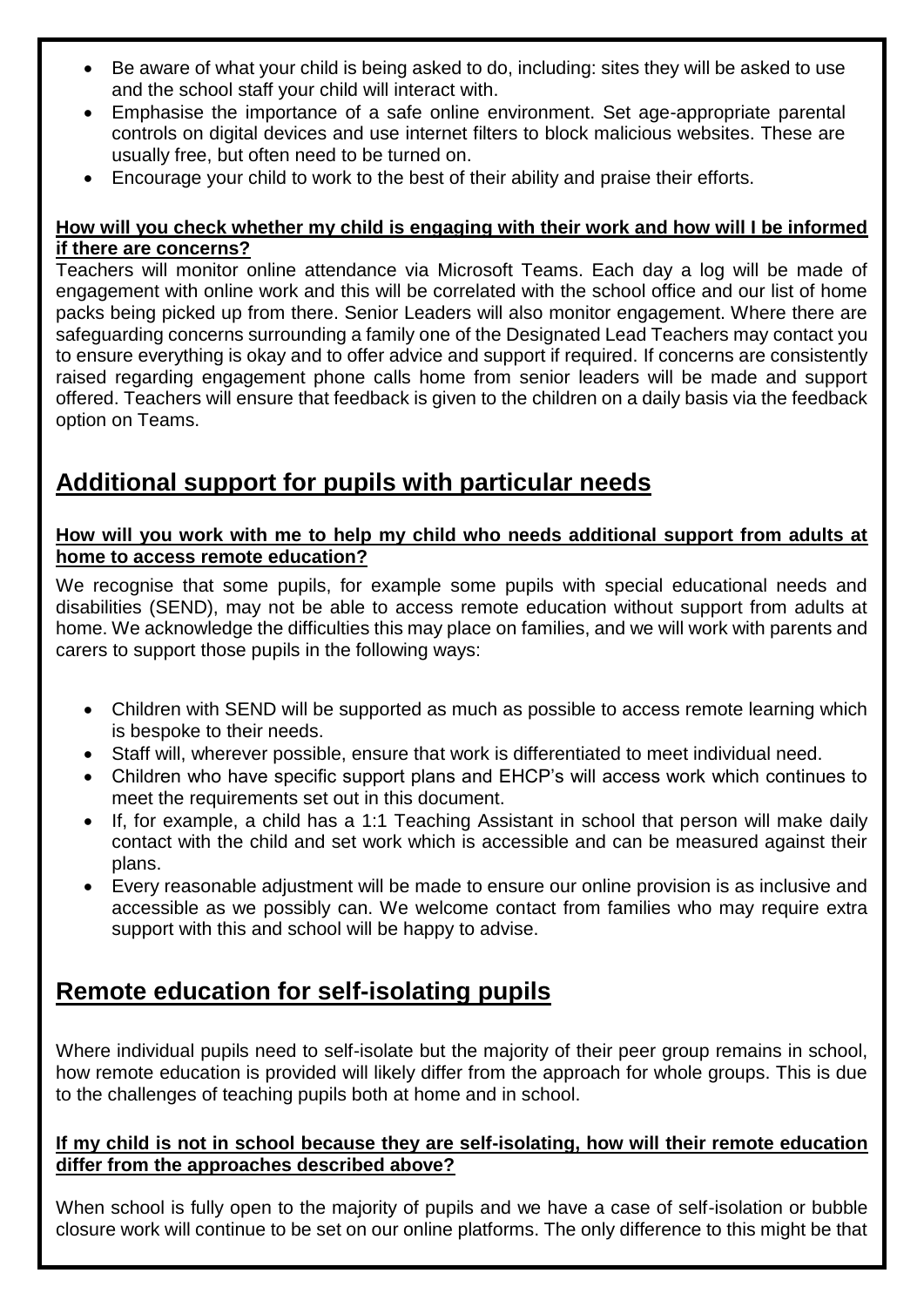- Be aware of what your child is being asked to do, including: sites they will be asked to use and the school staff your child will interact with.
- Emphasise the importance of a safe online environment. Set age-appropriate parental controls on digital devices and use internet filters to block malicious websites. These are usually free, but often need to be turned on.
- Encourage your child to work to the best of their ability and praise their efforts.

**How will you check whether my child is engaging with their work and how will I be informed if there are concerns?**

Teachers will monitor online attendance via Microsoft Teams. Each day a log will be made of engagement with online work and this will be correlated with the school office and our list of home packs being picked up from there. Senior Leaders will also monitor engagement. Where there are safeguarding concerns surrounding a family one of the Designated Lead Teachers may contact you to ensure everything is okay and to offer advice and support if required. If concerns are consistently raised regarding engagement phone calls home from senior leaders will be made and support offered. Teachers will ensure that feedback is given to the children on a daily basis via the feedback option on Teams.

## Additional support for pupils with particular needs

**How will you work with me to help my child who needs additional support from adults at home to access remote education?**

We recognise that some pupils, for example some pupils with special educational needs and disabilities (SEND), may not be able to access remote education without support from adults at home. We acknowledge the difficulties this may place on families, and we will work with parents and carers to support those pupils in the following ways:

- Children with SEND will be supported as much as possible to access remote learning which is bespoke to their needs.
- Staff will, wherever possible, ensure that work is differentiated to meet individual need.
- Children who have specific support plans and EHCP's will access work which continues to meet the requirements set out in this document.
- If, for example, a child has a 1:1 Teaching Assistant in school that person will make daily contact with the child and set work which is accessible and can be measured against their plans.
- Every reasonable adjustment will be made to ensure our online provision is as inclusive and accessible as we possibly can. We welcome contact from families who may require extra support with this and school will be happy to advise.

## Remote education for self-isolating pupils

Where individual pupils need to self-isolate but the majority of their peer group remains in school, how remote education is provided will likely differ from the approach for whole groups. This is due to the challenges of teaching pupils both at home and in school.

**If my child is not in school because they are self-isolating, how will their remote education differ from the approaches described above?**

When school is fully open to the majority of pupils and we have a case of self-isolation or bubble closure work will continue to be set on our online platforms. The only difference to this might be that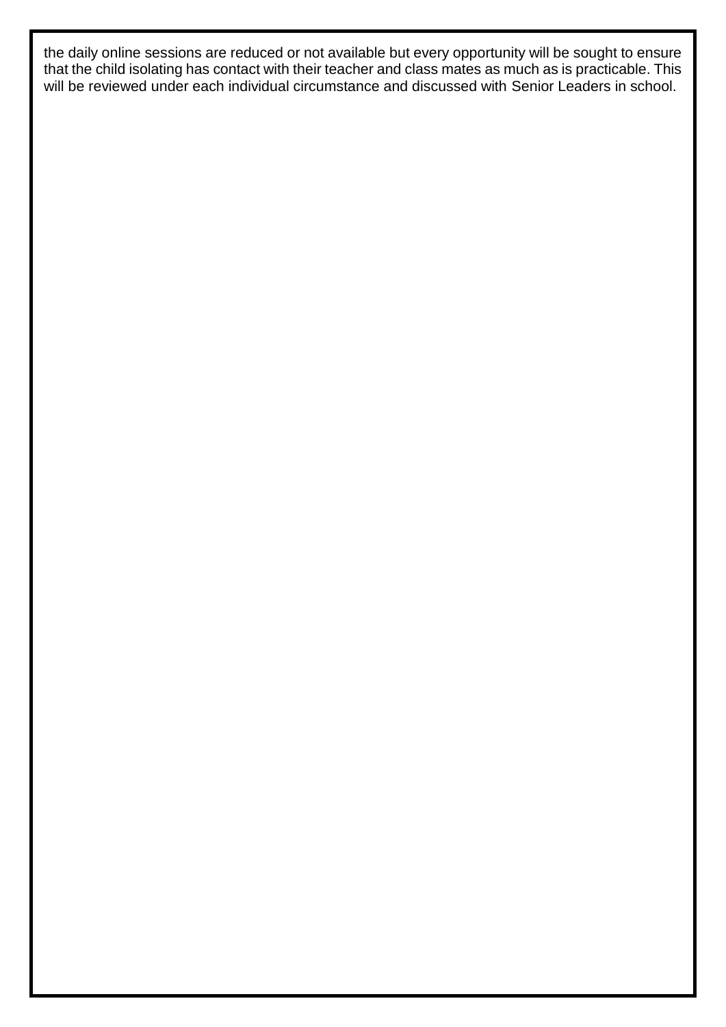the daily online sessions are reduced or not available but every opportunity will be sought to ensure that the child isolating has contact with their teacher and class mates as much as is practicable. This will be reviewed under each individual circumstance and discussed with Senior Leaders in school.